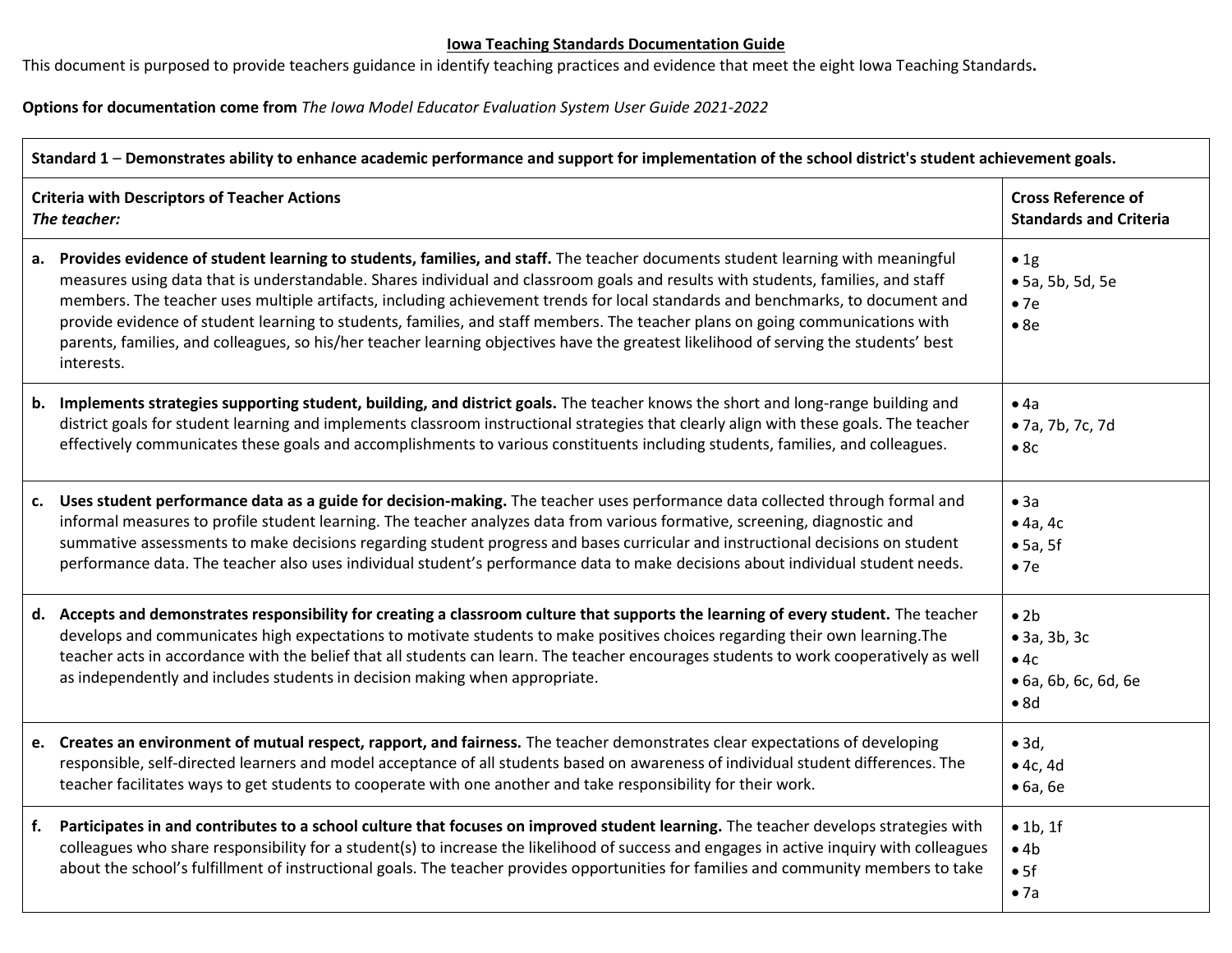**Iowa Teaching Standards Documentation Guide**

This document is purposed to provide teachers guidance in identify teaching practices and evidence that meet the eight Iowa Teaching Standards**.**

**Options for documentation come from** *The Iowa Model Educator Evaluation System User Guide 2021-2022*

| **Standard 1** – **Demonstrates ability to enhance academic performance and support for implementation of the school district's student achievement goals.** | |
|---|---|
| **Criteria with Descriptors of Teacher Actions** *The teacher:* | **Cross Reference of Standards and Criteria** |
| **a. Provides evidence of student learning to students, families, and staff.** The teacher documents student learning with meaningful measures using data that is understandable. Shares individual and classroom goals and results with students, families, and staff members. The teacher uses multiple artifacts, including achievement trends for local standards and benchmarks, to document and provide evidence of student learning to students, families, and staff members. The teacher plans on going communications with parents, families, and colleagues, so his/her teacher learning objectives have the greatest likelihood of serving the students' best interests. | • 1g<br>• 5a, 5b, 5d, 5e<br>• 7e<br>• 8e |
| **b. Implements strategies supporting student, building, and district goals.** The teacher knows the short and long-range building and district goals for student learning and implements classroom instructional strategies that clearly align with these goals. The teacher effectively communicates these goals and accomplishments to various constituents including students, families, and colleagues. | • 4a<br>• 7a, 7b, 7c, 7d<br>• 8c |
| **c. Uses student performance data as a guide for decision-making.** The teacher uses performance data collected through formal and informal measures to profile student learning. The teacher analyzes data from various formative, screening, diagnostic and summative assessments to make decisions regarding student progress and bases curricular and instructional decisions on student performance data. The teacher also uses individual student's performance data to make decisions about individual student needs. | • 3a<br>• 4a, 4c<br>• 5a, 5f<br>• 7e |
| **d. Accepts and demonstrates responsibility for creating a classroom culture that supports the learning of every student.** The teacher develops and communicates high expectations to motivate students to make positives choices regarding their own learning.The teacher acts in accordance with the belief that all students can learn. The teacher encourages students to work cooperatively as well as independently and includes students in decision making when appropriate. | • 2b<br>• 3a, 3b, 3c<br>• 4c<br>• 6a, 6b, 6c, 6d, 6e<br>• 8d |
| **e. Creates an environment of mutual respect, rapport, and fairness.** The teacher demonstrates clear expectations of developing responsible, self-directed learners and model acceptance of all students based on awareness of individual student differences. The teacher facilitates ways to get students to cooperate with one another and take responsibility for their work. | • 3d,<br>• 4c, 4d<br>• 6a, 6e |
| **f. Participates in and contributes to a school culture that focuses on improved student learning.** The teacher develops strategies with colleagues who share responsibility for a student(s) to increase the likelihood of success and engages in active inquiry with colleagues about the school's fulfillment of instructional goals. The teacher provides opportunities for families and community members to take | • 1b, 1f<br>• 4b<br>• 5f<br>• 7a |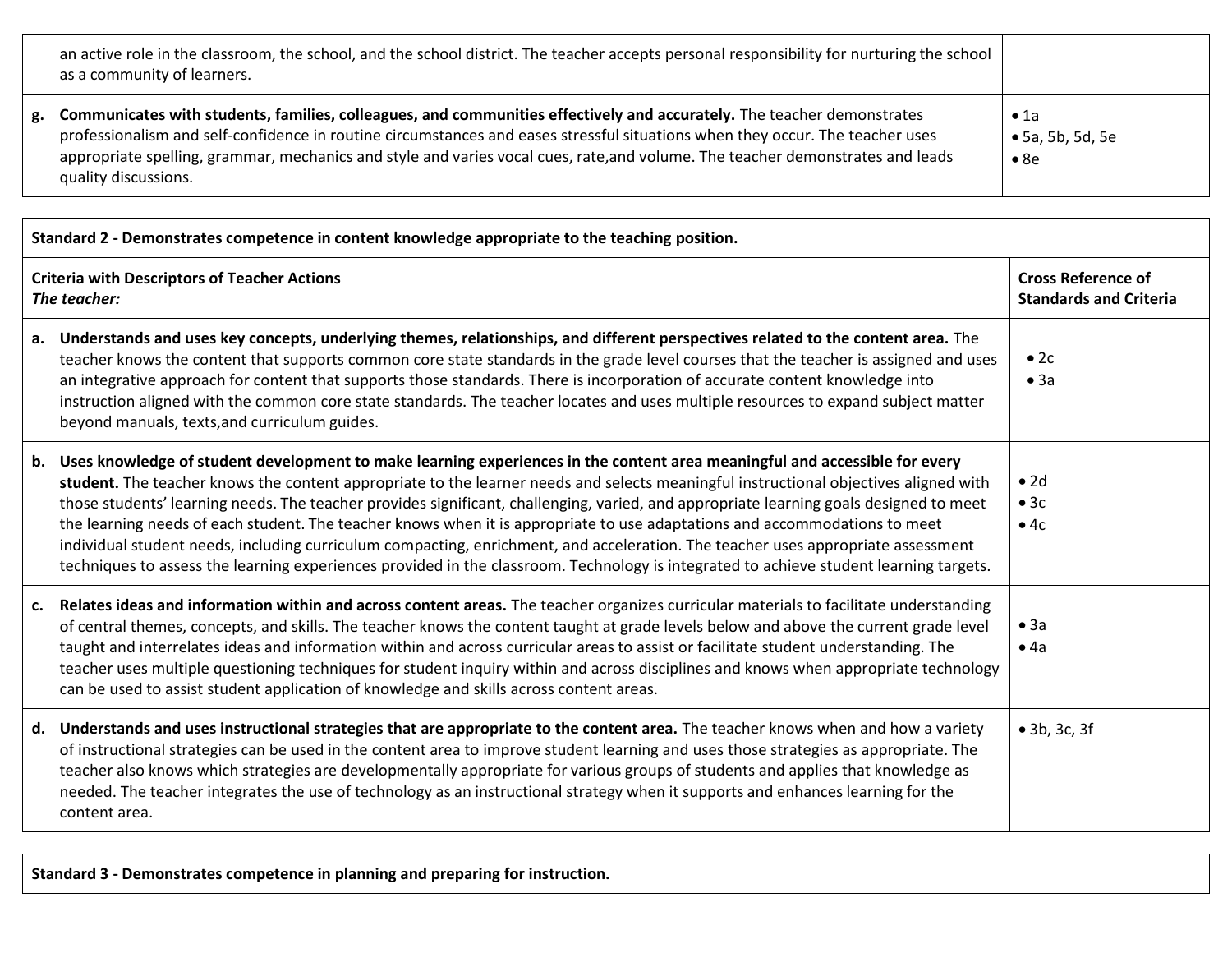| | |
|---|---|
| an active role in the classroom, the school, and the school district. The teacher accepts personal responsibility for nurturing the school as a community of learners. | |
| **g. Communicates with students, families, colleagues, and communities effectively and accurately.** The teacher demonstrates professionalism and self-confidence in routine circumstances and eases stressful situations when they occur. The teacher uses appropriate spelling, grammar, mechanics and style and varies vocal cues, rate,and volume. The teacher demonstrates and leads quality discussions. | • 1a<br>• 5a, 5b, 5d, 5e<br>• 8e |

**Standard 2 - Demonstrates competence in content knowledge appropriate to the teaching position.**

| **Criteria with Descriptors of Teacher Actions**<br>***The teacher:*** | **Cross Reference of Standards and Criteria** |
|---|---|
| **a. Understands and uses key concepts, underlying themes, relationships, and different perspectives related to the content area.** The teacher knows the content that supports common core state standards in the grade level courses that the teacher is assigned and uses an integrative approach for content that supports those standards. There is incorporation of accurate content knowledge into instruction aligned with the common core state standards. The teacher locates and uses multiple resources to expand subject matter beyond manuals, texts,and curriculum guides. | • 2c<br>• 3a |
| **b. Uses knowledge of student development to make learning experiences in the content area meaningful and accessible for every student.** The teacher knows the content appropriate to the learner needs and selects meaningful instructional objectives aligned with those students' learning needs. The teacher provides significant, challenging, varied, and appropriate learning goals designed to meet the learning needs of each student. The teacher knows when it is appropriate to use adaptations and accommodations to meet individual student needs, including curriculum compacting, enrichment, and acceleration. The teacher uses appropriate assessment techniques to assess the learning experiences provided in the classroom. Technology is integrated to achieve student learning targets. | • 2d<br>• 3c<br>• 4c |
| **c. Relates ideas and information within and across content areas.** The teacher organizes curricular materials to facilitate understanding of central themes, concepts, and skills. The teacher knows the content taught at grade levels below and above the current grade level taught and interrelates ideas and information within and across curricular areas to assist or facilitate student understanding. The teacher uses multiple questioning techniques for student inquiry within and across disciplines and knows when appropriate technology can be used to assist student application of knowledge and skills across content areas. | • 3a<br>• 4a |
| **d. Understands and uses instructional strategies that are appropriate to the content area.** The teacher knows when and how a variety of instructional strategies can be used in the content area to improve student learning and uses those strategies as appropriate. The teacher also knows which strategies are developmentally appropriate for various groups of students and applies that knowledge as needed. The teacher integrates the use of technology as an instructional strategy when it supports and enhances learning for the content area. | • 3b, 3c, 3f |

**Standard 3 - Demonstrates competence in planning and preparing for instruction.**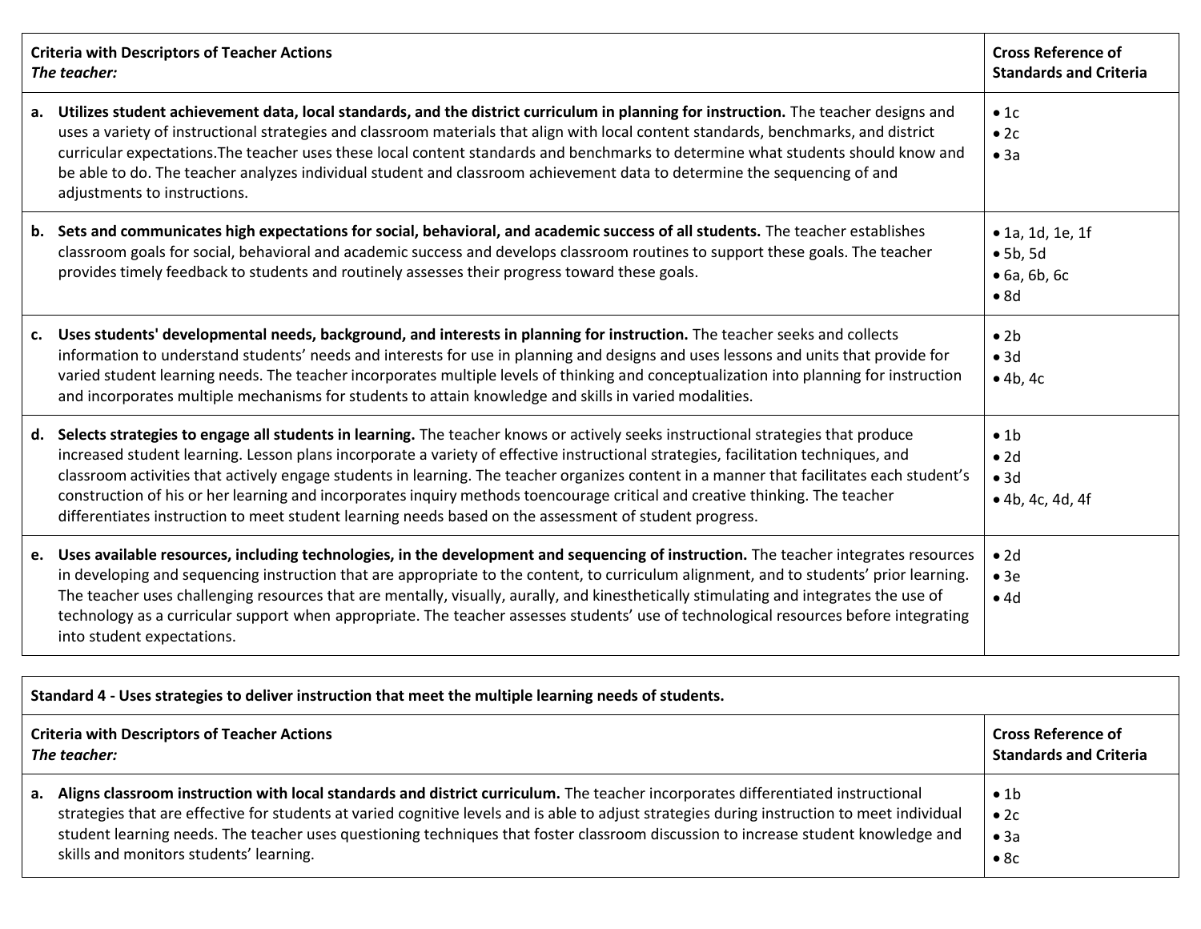| Criteria with Descriptors of Teacher Actions *The teacher:* | Cross Reference of Standards and Criteria |
|---|---|
| **a. Utilizes student achievement data, local standards, and the district curriculum in planning for instruction.** The teacher designs and uses a variety of instructional strategies and classroom materials that align with local content standards, benchmarks, and district curricular expectations.The teacher uses these local content standards and benchmarks to determine what students should know and be able to do. The teacher analyzes individual student and classroom achievement data to determine the sequencing of and adjustments to instructions. | • 1c<br>• 2c<br>• 3a |
| **b. Sets and communicates high expectations for social, behavioral, and academic success of all students.** The teacher establishes classroom goals for social, behavioral and academic success and develops classroom routines to support these goals. The teacher provides timely feedback to students and routinely assesses their progress toward these goals. | • 1a, 1d, 1e, 1f<br>• 5b, 5d<br>• 6a, 6b, 6c<br>• 8d |
| **c. Uses students' developmental needs, background, and interests in planning for instruction.** The teacher seeks and collects information to understand students' needs and interests for use in planning and designs and uses lessons and units that provide for varied student learning needs. The teacher incorporates multiple levels of thinking and conceptualization into planning for instruction and incorporates multiple mechanisms for students to attain knowledge and skills in varied modalities. | • 2b<br>• 3d<br>• 4b, 4c |
| **d. Selects strategies to engage all students in learning.** The teacher knows or actively seeks instructional strategies that produce increased student learning. Lesson plans incorporate a variety of effective instructional strategies, facilitation techniques, and classroom activities that actively engage students in learning. The teacher organizes content in a manner that facilitates each student's construction of his or her learning and incorporates inquiry methods toencourage critical and creative thinking. The teacher differentiates instruction to meet student learning needs based on the assessment of student progress. | • 1b<br>• 2d<br>• 3d<br>• 4b, 4c, 4d, 4f |
| **e. Uses available resources, including technologies, in the development and sequencing of instruction.** The teacher integrates resources in developing and sequencing instruction that are appropriate to the content, to curriculum alignment, and to students' prior learning. The teacher uses challenging resources that are mentally, visually, aurally, and kinesthetically stimulating and integrates the use of technology as a curricular support when appropriate. The teacher assesses students' use of technological resources before integrating into student expectations. | • 2d<br>• 3e<br>• 4d |

**Standard 4 - Uses strategies to deliver instruction that meet the multiple learning needs of students.**

| Criteria with Descriptors of Teacher Actions *The teacher:* | Cross Reference of Standards and Criteria |
|---|---|
| **a. Aligns classroom instruction with local standards and district curriculum.** The teacher incorporates differentiated instructional strategies that are effective for students at varied cognitive levels and is able to adjust strategies during instruction to meet individual student learning needs. The teacher uses questioning techniques that foster classroom discussion to increase student knowledge and skills and monitors students' learning. | • 1b<br>• 2c<br>• 3a<br>• 8c |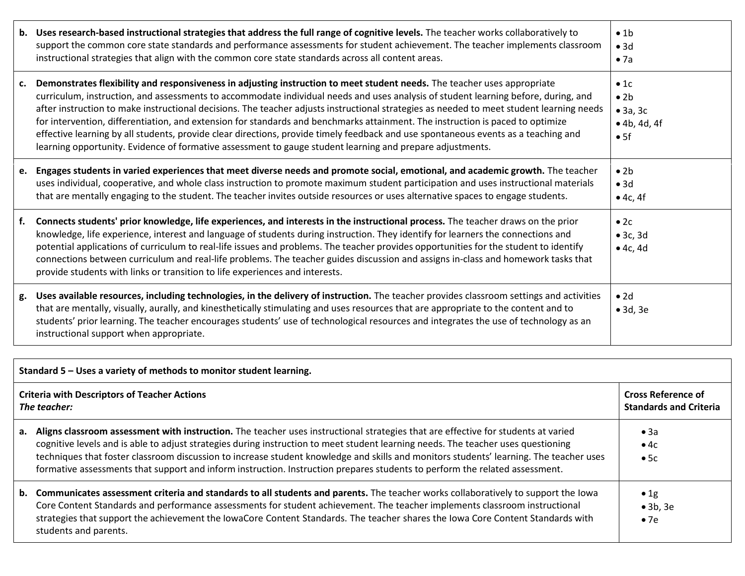| | |
|---|---|
| **b. Uses research-based instructional strategies that address the full range of cognitive levels.** The teacher works collaboratively to support the common core state standards and performance assessments for student achievement. The teacher implements classroom instructional strategies that align with the common core state standards across all content areas. | • 1b<br>• 3d<br>• 7a |
| **c. Demonstrates flexibility and responsiveness in adjusting instruction to meet student needs.** The teacher uses appropriate curriculum, instruction, and assessments to accommodate individual needs and uses analysis of student learning before, during, and after instruction to make instructional decisions. The teacher adjusts instructional strategies as needed to meet student learning needs for intervention, differentiation, and extension for standards and benchmarks attainment. The instruction is paced to optimize effective learning by all students, provide clear directions, provide timely feedback and use spontaneous events as a teaching and learning opportunity. Evidence of formative assessment to gauge student learning and prepare adjustments. | • 1c<br>• 2b<br>• 3a, 3c<br>• 4b, 4d, 4f<br>• 5f |
| **e. Engages students in varied experiences that meet diverse needs and promote social, emotional, and academic growth.** The teacher uses individual, cooperative, and whole class instruction to promote maximum student participation and uses instructional materials that are mentally engaging to the student. The teacher invites outside resources or uses alternative spaces to engage students. | • 2b<br>• 3d<br>• 4c, 4f |
| **f. Connects students' prior knowledge, life experiences, and interests in the instructional process.** The teacher draws on the prior knowledge, life experience, interest and language of students during instruction. They identify for learners the connections and potential applications of curriculum to real-life issues and problems. The teacher provides opportunities for the student to identify connections between curriculum and real-life problems. The teacher guides discussion and assigns in-class and homework tasks that provide students with links or transition to life experiences and interests. | • 2c<br>• 3c, 3d<br>• 4c, 4d |
| **g. Uses available resources, including technologies, in the delivery of instruction.** The teacher provides classroom settings and activities that are mentally, visually, aurally, and kinesthetically stimulating and uses resources that are appropriate to the content and to students' prior learning. The teacher encourages students' use of technological resources and integrates the use of technology as an instructional support when appropriate. | • 2d<br>• 3d, 3e |

| **Standard 5 – Uses a variety of methods to monitor student learning.** | |
|---|---|
| **Criteria with Descriptors of Teacher Actions**<br>***The teacher:*** | **Cross Reference of Standards and Criteria** |
| **a. Aligns classroom assessment with instruction.** The teacher uses instructional strategies that are effective for students at varied cognitive levels and is able to adjust strategies during instruction to meet student learning needs. The teacher uses questioning techniques that foster classroom discussion to increase student knowledge and skills and monitors students' learning. The teacher uses formative assessments that support and inform instruction. Instruction prepares students to perform the related assessment. | • 3a<br>• 4c<br>• 5c |
| **b. Communicates assessment criteria and standards to all students and parents.** The teacher works collaboratively to support the Iowa Core Content Standards and performance assessments for student achievement. The teacher implements classroom instructional strategies that support the achievement the IowaCore Content Standards. The teacher shares the Iowa Core Content Standards with students and parents. | • 1g<br>• 3b, 3e<br>• 7e |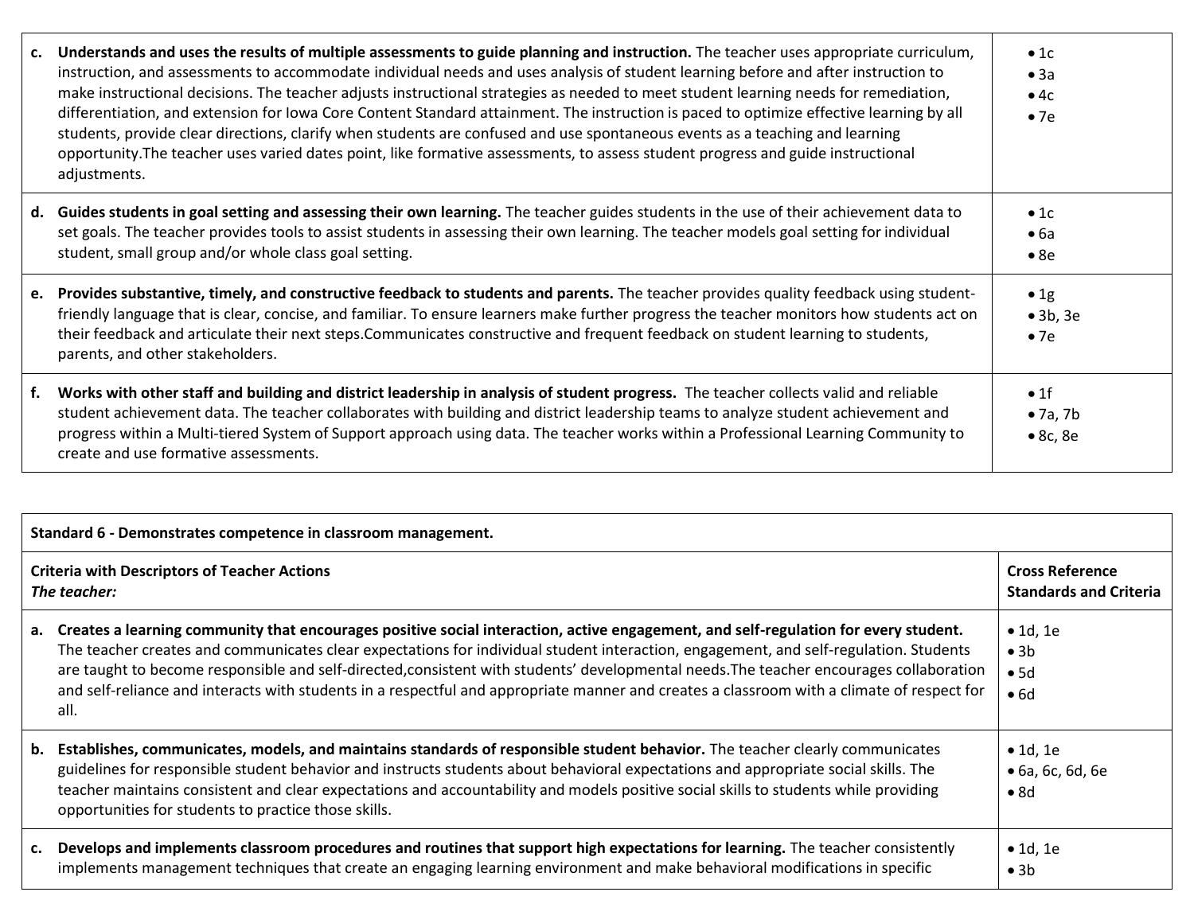| | |
|---|---|
| **c. Understands and uses the results of multiple assessments to guide planning and instruction.** The teacher uses appropriate curriculum, instruction, and assessments to accommodate individual needs and uses analysis of student learning before and after instruction to make instructional decisions. The teacher adjusts instructional strategies as needed to meet student learning needs for remediation, differentiation, and extension for Iowa Core Content Standard attainment. The instruction is paced to optimize effective learning by all students, provide clear directions, clarify when students are confused and use spontaneous events as a teaching and learning opportunity.The teacher uses varied dates point, like formative assessments, to assess student progress and guide instructional adjustments. | • 1c<br>• 3a<br>• 4c<br>• 7e |
| **d. Guides students in goal setting and assessing their own learning.** The teacher guides students in the use of their achievement data to set goals. The teacher provides tools to assist students in assessing their own learning. The teacher models goal setting for individual student, small group and/or whole class goal setting. | • 1c<br>• 6a<br>• 8e |
| **e. Provides substantive, timely, and constructive feedback to students and parents.** The teacher provides quality feedback using student-friendly language that is clear, concise, and familiar. To ensure learners make further progress the teacher monitors how students act on their feedback and articulate their next steps.Communicates constructive and frequent feedback on student learning to students, parents, and other stakeholders. | • 1g<br>• 3b, 3e<br>• 7e |
| **f. Works with other staff and building and district leadership in analysis of student progress.** The teacher collects valid and reliable student achievement data. The teacher collaborates with building and district leadership teams to analyze student achievement and progress within a Multi-tiered System of Support approach using data. The teacher works within a Professional Learning Community to create and use formative assessments. | • 1f<br>• 7a, 7b<br>• 8c, 8e |

| **Standard 6 - Demonstrates competence in classroom management.** | |
|---|---|
| **Criteria with Descriptors of Teacher Actions**<br>***The teacher:*** | **Cross Reference Standards and Criteria** |
| **a. Creates a learning community that encourages positive social interaction, active engagement, and self-regulation for every student.** The teacher creates and communicates clear expectations for individual student interaction, engagement, and self-regulation. Students are taught to become responsible and self-directed,consistent with students' developmental needs.The teacher encourages collaboration and self-reliance and interacts with students in a respectful and appropriate manner and creates a classroom with a climate of respect for all. | • 1d, 1e<br>• 3b<br>• 5d<br>• 6d |
| **b. Establishes, communicates, models, and maintains standards of responsible student behavior.** The teacher clearly communicates guidelines for responsible student behavior and instructs students about behavioral expectations and appropriate social skills. The teacher maintains consistent and clear expectations and accountability and models positive social skills to students while providing opportunities for students to practice those skills. | • 1d, 1e<br>• 6a, 6c, 6d, 6e<br>• 8d |
| **c. Develops and implements classroom procedures and routines that support high expectations for learning.** The teacher consistently implements management techniques that create an engaging learning environment and make behavioral modifications in specific | • 1d, 1e<br>• 3b |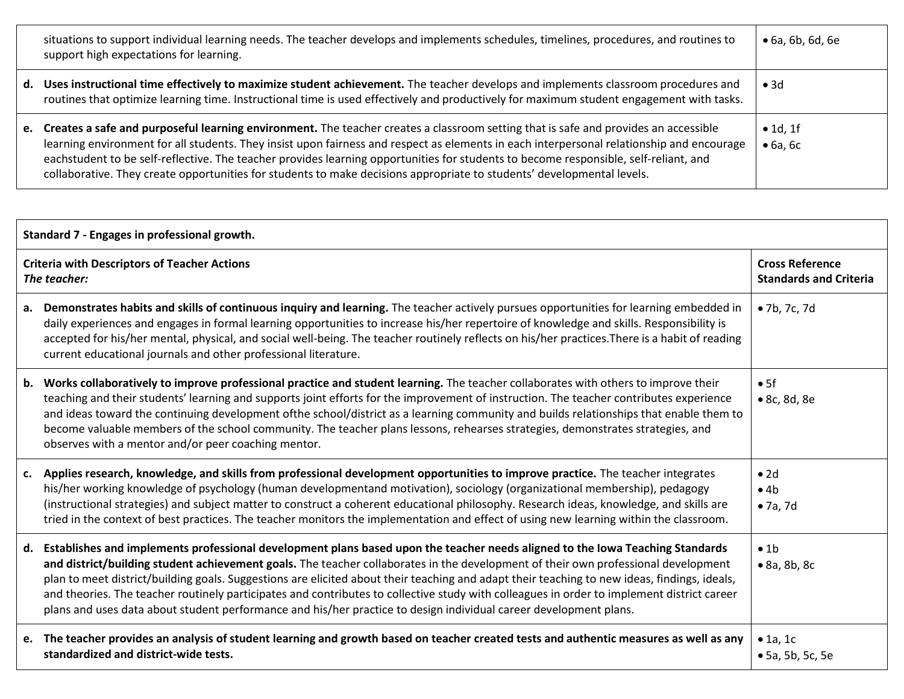| | |
|---|---|
| situations to support individual learning needs. The teacher develops and implements schedules, timelines, procedures, and routines to support high expectations for learning. | • 6a, 6b, 6d, 6e |
| **d. Uses instructional time effectively to maximize student achievement.** The teacher develops and implements classroom procedures and routines that optimize learning time. Instructional time is used effectively and productively for maximum student engagement with tasks. | • 3d |
| **e. Creates a safe and purposeful learning environment.** The teacher creates a classroom setting that is safe and provides an accessible learning environment for all students. They insist upon fairness and respect as elements in each interpersonal relationship and encourage eachstudent to be self-reflective. The teacher provides learning opportunities for students to become responsible, self-reliant, and collaborative. They create opportunities for students to make decisions appropriate to students' developmental levels. | • 1d, 1f<br>• 6a, 6c |

| **Standard 7 - Engages in professional growth.** | |
|---|---|
| **Criteria with Descriptors of Teacher Actions**<br>***The teacher:*** | **Cross Reference Standards and Criteria** |
| **a. Demonstrates habits and skills of continuous inquiry and learning.** The teacher actively pursues opportunities for learning embedded in daily experiences and engages in formal learning opportunities to increase his/her repertoire of knowledge and skills. Responsibility is accepted for his/her mental, physical, and social well-being. The teacher routinely reflects on his/her practices.There is a habit of reading current educational journals and other professional literature. | • 7b, 7c, 7d |
| **b. Works collaboratively to improve professional practice and student learning.** The teacher collaborates with others to improve their teaching and their students' learning and supports joint efforts for the improvement of instruction. The teacher contributes experience and ideas toward the continuing development ofthe school/district as a learning community and builds relationships that enable them to become valuable members of the school community. The teacher plans lessons, rehearses strategies, demonstrates strategies, and observes with a mentor and/or peer coaching mentor. | • 5f<br>• 8c, 8d, 8e |
| **c. Applies research, knowledge, and skills from professional development opportunities to improve practice.** The teacher integrates his/her working knowledge of psychology (human developmentand motivation), sociology (organizational membership), pedagogy (instructional strategies) and subject matter to construct a coherent educational philosophy. Research ideas, knowledge, and skills are tried in the context of best practices. The teacher monitors the implementation and effect of using new learning within the classroom. | • 2d<br>• 4b<br>• 7a, 7d |
| **d. Establishes and implements professional development plans based upon the teacher needs aligned to the Iowa Teaching Standards and district/building student achievement goals.** The teacher collaborates in the development of their own professional development plan to meet district/building goals. Suggestions are elicited about their teaching and adapt their teaching to new ideas, findings, ideals, and theories. The teacher routinely participates and contributes to collective study with colleagues in order to implement district career plans and uses data about student performance and his/her practice to design individual career development plans. | • 1b<br>• 8a, 8b, 8c |
| **e. The teacher provides an analysis of student learning and growth based on teacher created tests and authentic measures as well as any standardized and district-wide tests.** | • 1a, 1c<br>• 5a, 5b, 5c, 5e |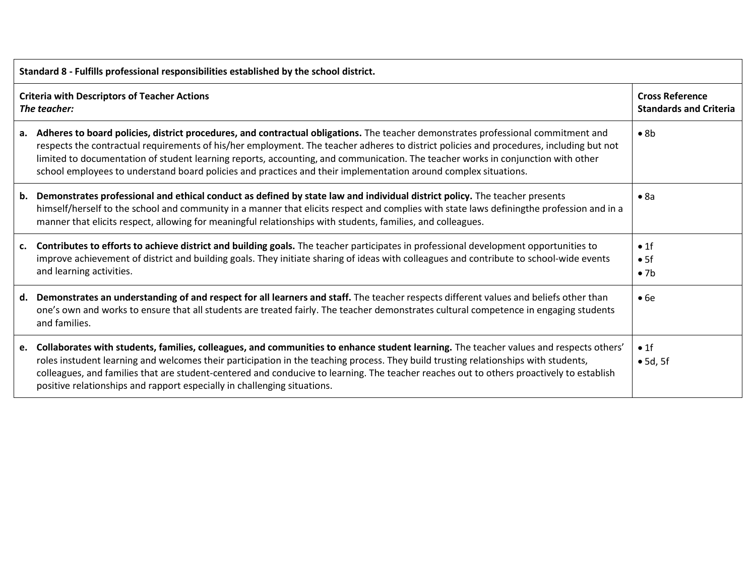| Standard 8 - Fulfills professional responsibilities established by the school district. | |
|---|---|
| **Criteria with Descriptors of Teacher Actions** *The teacher:* | **Cross Reference Standards and Criteria** |
| **a. Adheres to board policies, district procedures, and contractual obligations.** The teacher demonstrates professional commitment and respects the contractual requirements of his/her employment. The teacher adheres to district policies and procedures, including but not limited to documentation of student learning reports, accounting, and communication. The teacher works in conjunction with other school employees to understand board policies and practices and their implementation around complex situations. | • 8b |
| **b. Demonstrates professional and ethical conduct as defined by state law and individual district policy.** The teacher presents himself/herself to the school and community in a manner that elicits respect and complies with state laws definingthe profession and in a manner that elicits respect, allowing for meaningful relationships with students, families, and colleagues. | • 8a |
| **c. Contributes to efforts to achieve district and building goals.** The teacher participates in professional development opportunities to improve achievement of district and building goals. They initiate sharing of ideas with colleagues and contribute to school-wide events and learning activities. | • 1f<br>• 5f<br>• 7b |
| **d. Demonstrates an understanding of and respect for all learners and staff.** The teacher respects different values and beliefs other than one's own and works to ensure that all students are treated fairly. The teacher demonstrates cultural competence in engaging students and families. | • 6e |
| **e. Collaborates with students, families, colleagues, and communities to enhance student learning.** The teacher values and respects others' roles instudent learning and welcomes their participation in the teaching process. They build trusting relationships with students, colleagues, and families that are student-centered and conducive to learning. The teacher reaches out to others proactively to establish positive relationships and rapport especially in challenging situations. | • 1f<br>• 5d, 5f |